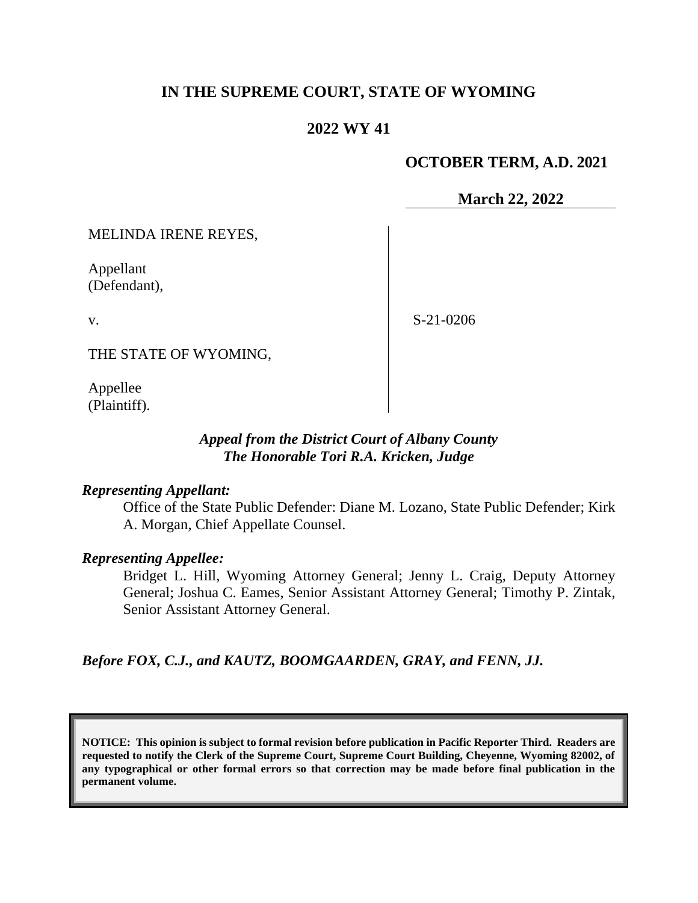# IN THE SUPREME COURT, STATE OF WYOMING

## 2022 WY 41

**OCTOBER TERM, A.D. 2021**

**March 22, 2022**

MELINDA IRENE REYES,

Appellant
(Defendant),

v.

THE STATE OF WYOMING,

Appellee
(Plaintiff).

S-21-0206

***Appeal from the District Court of Albany County***
***The Honorable Tori R.A. Kricken, Judge***

***Representing Appellant:***

Office of the State Public Defender: Diane M. Lozano, State Public Defender; Kirk A. Morgan, Chief Appellate Counsel.

***Representing Appellee:***

Bridget L. Hill, Wyoming Attorney General; Jenny L. Craig, Deputy Attorney General; Joshua C. Eames, Senior Assistant Attorney General; Timothy P. Zintak, Senior Assistant Attorney General.

***Before FOX, C.J., and KAUTZ, BOOMGAARDEN, GRAY, and FENN, JJ.***

**NOTICE: This opinion is subject to formal revision before publication in Pacific Reporter Third. Readers are requested to notify the Clerk of the Supreme Court, Supreme Court Building, Cheyenne, Wyoming 82002, of any typographical or other formal errors so that correction may be made before final publication in the permanent volume.**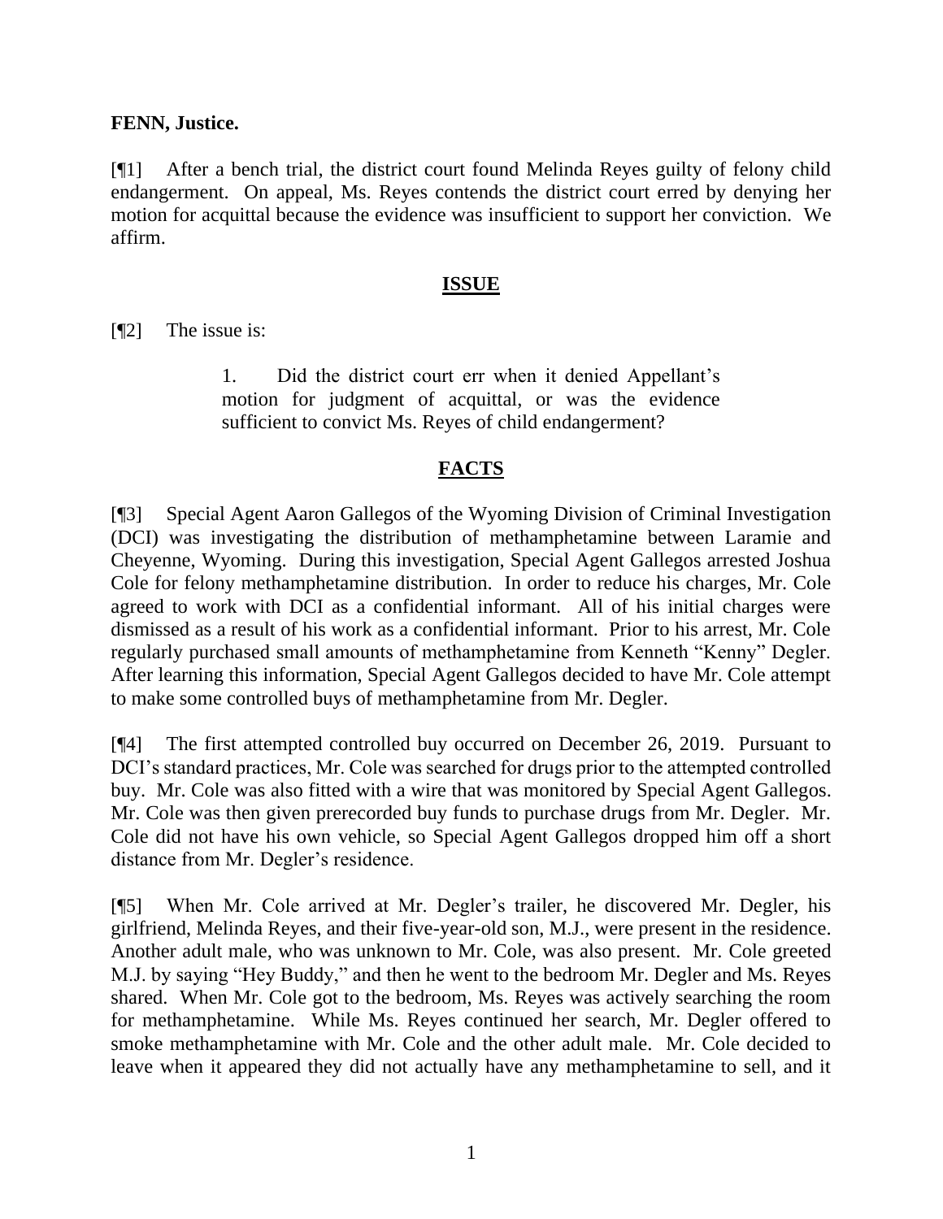**FENN, Justice.**

[¶1] After a bench trial, the district court found Melinda Reyes guilty of felony child endangerment. On appeal, Ms. Reyes contends the district court erred by denying her motion for acquittal because the evidence was insufficient to support her conviction. We affirm.

## ISSUE

[¶2] The issue is:

> 1. Did the district court err when it denied Appellant's motion for judgment of acquittal, or was the evidence sufficient to convict Ms. Reyes of child endangerment?

## FACTS

[¶3] Special Agent Aaron Gallegos of the Wyoming Division of Criminal Investigation (DCI) was investigating the distribution of methamphetamine between Laramie and Cheyenne, Wyoming. During this investigation, Special Agent Gallegos arrested Joshua Cole for felony methamphetamine distribution. In order to reduce his charges, Mr. Cole agreed to work with DCI as a confidential informant. All of his initial charges were dismissed as a result of his work as a confidential informant. Prior to his arrest, Mr. Cole regularly purchased small amounts of methamphetamine from Kenneth "Kenny" Degler. After learning this information, Special Agent Gallegos decided to have Mr. Cole attempt to make some controlled buys of methamphetamine from Mr. Degler.

[¶4] The first attempted controlled buy occurred on December 26, 2019. Pursuant to DCI's standard practices, Mr. Cole was searched for drugs prior to the attempted controlled buy. Mr. Cole was also fitted with a wire that was monitored by Special Agent Gallegos. Mr. Cole was then given prerecorded buy funds to purchase drugs from Mr. Degler. Mr. Cole did not have his own vehicle, so Special Agent Gallegos dropped him off a short distance from Mr. Degler's residence.

[¶5] When Mr. Cole arrived at Mr. Degler's trailer, he discovered Mr. Degler, his girlfriend, Melinda Reyes, and their five-year-old son, M.J., were present in the residence. Another adult male, who was unknown to Mr. Cole, was also present. Mr. Cole greeted M.J. by saying "Hey Buddy," and then he went to the bedroom Mr. Degler and Ms. Reyes shared. When Mr. Cole got to the bedroom, Ms. Reyes was actively searching the room for methamphetamine. While Ms. Reyes continued her search, Mr. Degler offered to smoke methamphetamine with Mr. Cole and the other adult male. Mr. Cole decided to leave when it appeared they did not actually have any methamphetamine to sell, and it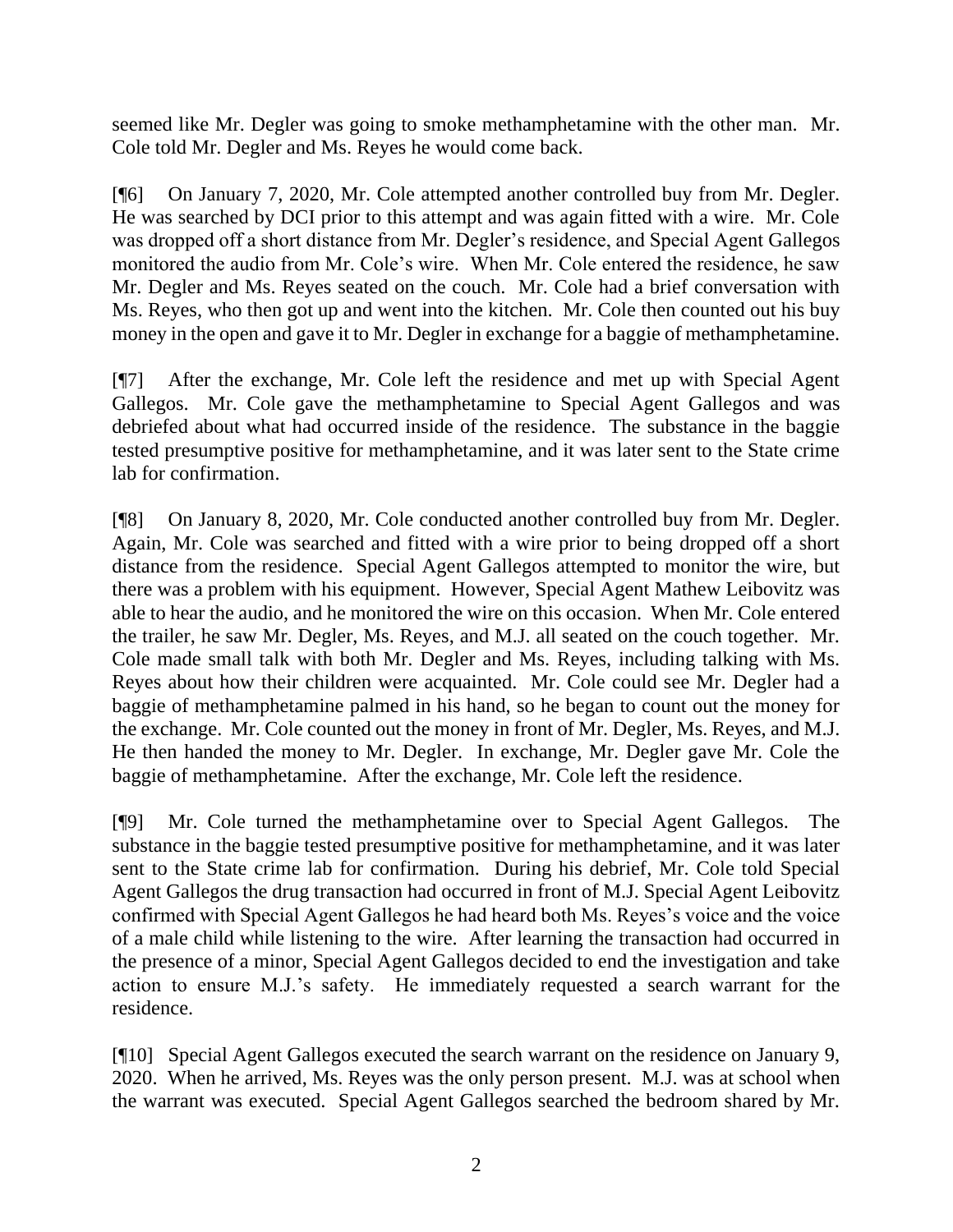seemed like Mr. Degler was going to smoke methamphetamine with the other man. Mr. Cole told Mr. Degler and Ms. Reyes he would come back.

[¶6] On January 7, 2020, Mr. Cole attempted another controlled buy from Mr. Degler. He was searched by DCI prior to this attempt and was again fitted with a wire. Mr. Cole was dropped off a short distance from Mr. Degler's residence, and Special Agent Gallegos monitored the audio from Mr. Cole's wire. When Mr. Cole entered the residence, he saw Mr. Degler and Ms. Reyes seated on the couch. Mr. Cole had a brief conversation with Ms. Reyes, who then got up and went into the kitchen. Mr. Cole then counted out his buy money in the open and gave it to Mr. Degler in exchange for a baggie of methamphetamine.

[¶7] After the exchange, Mr. Cole left the residence and met up with Special Agent Gallegos. Mr. Cole gave the methamphetamine to Special Agent Gallegos and was debriefed about what had occurred inside of the residence. The substance in the baggie tested presumptive positive for methamphetamine, and it was later sent to the State crime lab for confirmation.

[¶8] On January 8, 2020, Mr. Cole conducted another controlled buy from Mr. Degler. Again, Mr. Cole was searched and fitted with a wire prior to being dropped off a short distance from the residence. Special Agent Gallegos attempted to monitor the wire, but there was a problem with his equipment. However, Special Agent Mathew Leibovitz was able to hear the audio, and he monitored the wire on this occasion. When Mr. Cole entered the trailer, he saw Mr. Degler, Ms. Reyes, and M.J. all seated on the couch together. Mr. Cole made small talk with both Mr. Degler and Ms. Reyes, including talking with Ms. Reyes about how their children were acquainted. Mr. Cole could see Mr. Degler had a baggie of methamphetamine palmed in his hand, so he began to count out the money for the exchange. Mr. Cole counted out the money in front of Mr. Degler, Ms. Reyes, and M.J. He then handed the money to Mr. Degler. In exchange, Mr. Degler gave Mr. Cole the baggie of methamphetamine. After the exchange, Mr. Cole left the residence.

[¶9] Mr. Cole turned the methamphetamine over to Special Agent Gallegos. The substance in the baggie tested presumptive positive for methamphetamine, and it was later sent to the State crime lab for confirmation. During his debrief, Mr. Cole told Special Agent Gallegos the drug transaction had occurred in front of M.J. Special Agent Leibovitz confirmed with Special Agent Gallegos he had heard both Ms. Reyes's voice and the voice of a male child while listening to the wire. After learning the transaction had occurred in the presence of a minor, Special Agent Gallegos decided to end the investigation and take action to ensure M.J.'s safety. He immediately requested a search warrant for the residence.

[¶10] Special Agent Gallegos executed the search warrant on the residence on January 9, 2020. When he arrived, Ms. Reyes was the only person present. M.J. was at school when the warrant was executed. Special Agent Gallegos searched the bedroom shared by Mr.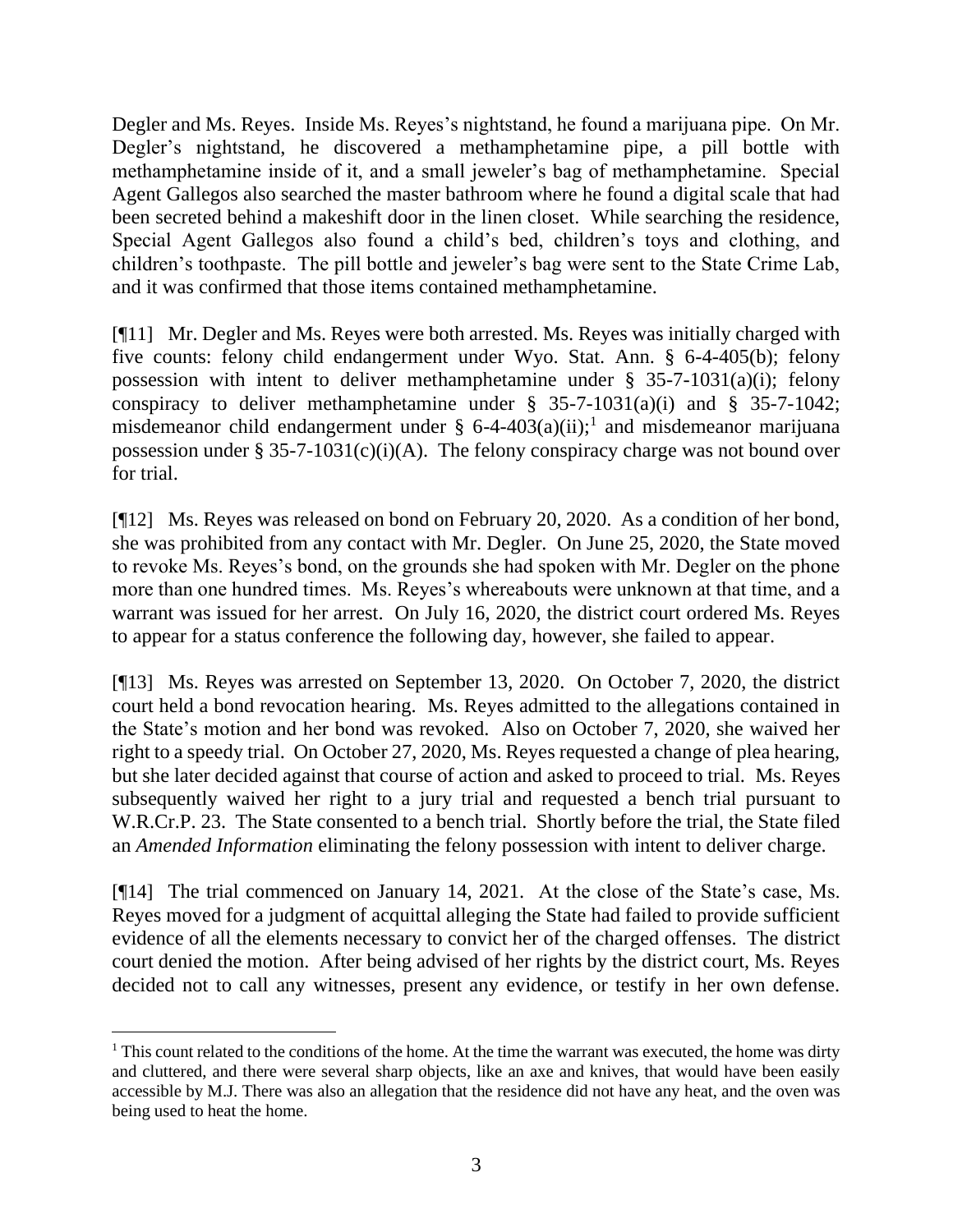Degler and Ms. Reyes. Inside Ms. Reyes's nightstand, he found a marijuana pipe. On Mr. Degler's nightstand, he discovered a methamphetamine pipe, a pill bottle with methamphetamine inside of it, and a small jeweler's bag of methamphetamine. Special Agent Gallegos also searched the master bathroom where he found a digital scale that had been secreted behind a makeshift door in the linen closet. While searching the residence, Special Agent Gallegos also found a child's bed, children's toys and clothing, and children's toothpaste. The pill bottle and jeweler's bag were sent to the State Crime Lab, and it was confirmed that those items contained methamphetamine.

[¶11] Mr. Degler and Ms. Reyes were both arrested. Ms. Reyes was initially charged with five counts: felony child endangerment under Wyo. Stat. Ann. § 6-4-405(b); felony possession with intent to deliver methamphetamine under § 35-7-1031(a)(i); felony conspiracy to deliver methamphetamine under § 35-7-1031(a)(i) and § 35-7-1042; misdemeanor child endangerment under § 6-4-403(a)(ii);[1] and misdemeanor marijuana possession under § 35-7-1031(c)(i)(A). The felony conspiracy charge was not bound over for trial.

[¶12] Ms. Reyes was released on bond on February 20, 2020. As a condition of her bond, she was prohibited from any contact with Mr. Degler. On June 25, 2020, the State moved to revoke Ms. Reyes's bond, on the grounds she had spoken with Mr. Degler on the phone more than one hundred times. Ms. Reyes's whereabouts were unknown at that time, and a warrant was issued for her arrest. On July 16, 2020, the district court ordered Ms. Reyes to appear for a status conference the following day, however, she failed to appear.

[¶13] Ms. Reyes was arrested on September 13, 2020. On October 7, 2020, the district court held a bond revocation hearing. Ms. Reyes admitted to the allegations contained in the State's motion and her bond was revoked. Also on October 7, 2020, she waived her right to a speedy trial. On October 27, 2020, Ms. Reyes requested a change of plea hearing, but she later decided against that course of action and asked to proceed to trial. Ms. Reyes subsequently waived her right to a jury trial and requested a bench trial pursuant to W.R.Cr.P. 23. The State consented to a bench trial. Shortly before the trial, the State filed an *Amended Information* eliminating the felony possession with intent to deliver charge.

[¶14] The trial commenced on January 14, 2021. At the close of the State's case, Ms. Reyes moved for a judgment of acquittal alleging the State had failed to provide sufficient evidence of all the elements necessary to convict her of the charged offenses. The district court denied the motion. After being advised of her rights by the district court, Ms. Reyes decided not to call any witnesses, present any evidence, or testify in her own defense.

---

[1] This count related to the conditions of the home. At the time the warrant was executed, the home was dirty and cluttered, and there were several sharp objects, like an axe and knives, that would have been easily accessible by M.J. There was also an allegation that the residence did not have any heat, and the oven was being used to heat the home.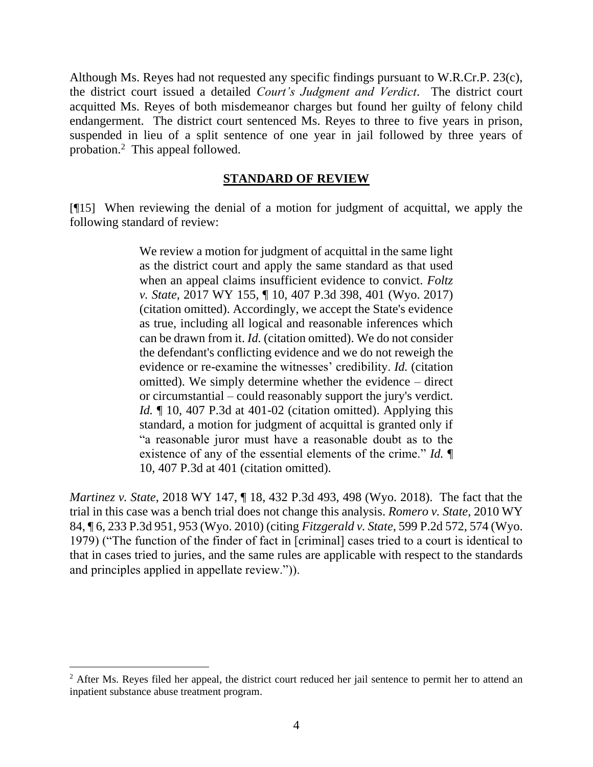Although Ms. Reyes had not requested any specific findings pursuant to W.R.Cr.P. 23(c), the district court issued a detailed *Court's Judgment and Verdict*. The district court acquitted Ms. Reyes of both misdemeanor charges but found her guilty of felony child endangerment. The district court sentenced Ms. Reyes to three to five years in prison, suspended in lieu of a split sentence of one year in jail followed by three years of probation.[2] This appeal followed.

## STANDARD OF REVIEW

[¶15] When reviewing the denial of a motion for judgment of acquittal, we apply the following standard of review:

> We review a motion for judgment of acquittal in the same light as the district court and apply the same standard as that used when an appeal claims insufficient evidence to convict. *Foltz v. State*, 2017 WY 155, ¶ 10, 407 P.3d 398, 401 (Wyo. 2017) (citation omitted). Accordingly, we accept the State's evidence as true, including all logical and reasonable inferences which can be drawn from it. *Id.* (citation omitted). We do not consider the defendant's conflicting evidence and we do not reweigh the evidence or re-examine the witnesses' credibility. *Id.* (citation omitted). We simply determine whether the evidence – direct or circumstantial – could reasonably support the jury's verdict. *Id.* ¶ 10, 407 P.3d at 401-02 (citation omitted). Applying this standard, a motion for judgment of acquittal is granted only if "a reasonable juror must have a reasonable doubt as to the existence of any of the essential elements of the crime." *Id.* ¶ 10, 407 P.3d at 401 (citation omitted).

*Martinez v. State*, 2018 WY 147, ¶ 18, 432 P.3d 493, 498 (Wyo. 2018). The fact that the trial in this case was a bench trial does not change this analysis. *Romero v. State*, 2010 WY 84, ¶ 6, 233 P.3d 951, 953 (Wyo. 2010) (citing *Fitzgerald v. State*, 599 P.2d 572, 574 (Wyo. 1979) ("The function of the finder of fact in [criminal] cases tried to a court is identical to that in cases tried to juries, and the same rules are applicable with respect to the standards and principles applied in appellate review.")).

---

[2] After Ms. Reyes filed her appeal, the district court reduced her jail sentence to permit her to attend an inpatient substance abuse treatment program.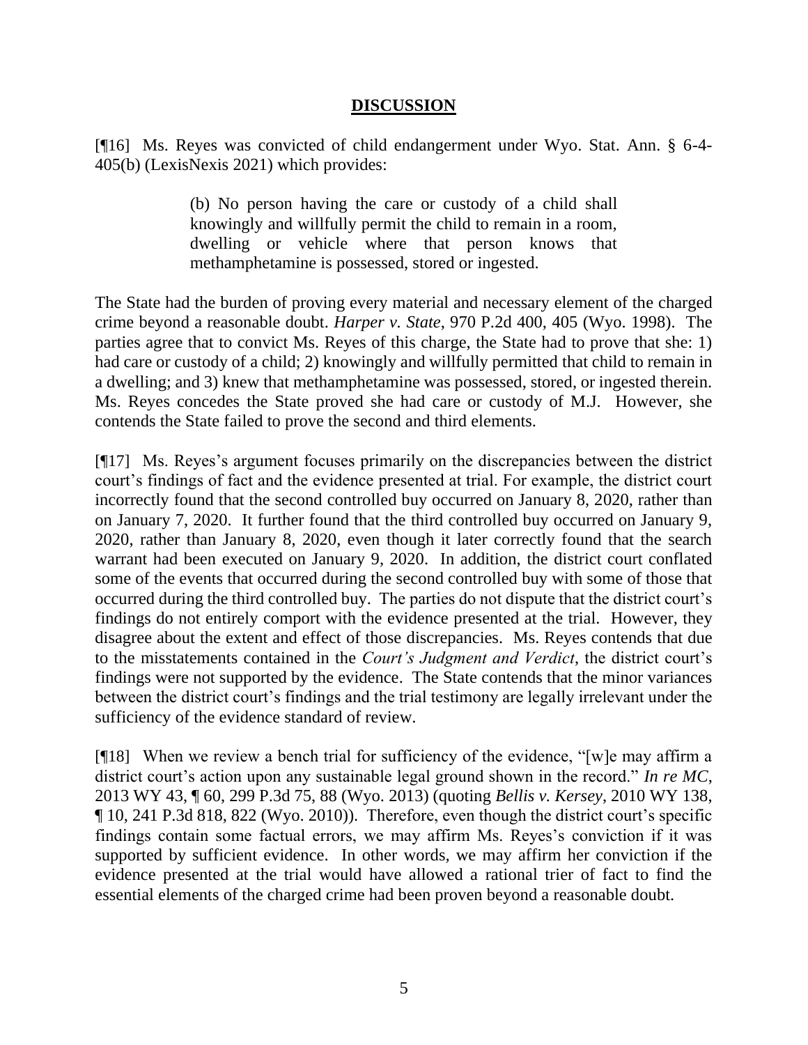## DISCUSSION

[¶16] Ms. Reyes was convicted of child endangerment under Wyo. Stat. Ann. § 6-4-405(b) (LexisNexis 2021) which provides:

> (b) No person having the care or custody of a child shall knowingly and willfully permit the child to remain in a room, dwelling or vehicle where that person knows that methamphetamine is possessed, stored or ingested.

The State had the burden of proving every material and necessary element of the charged crime beyond a reasonable doubt. *Harper v. State*, 970 P.2d 400, 405 (Wyo. 1998). The parties agree that to convict Ms. Reyes of this charge, the State had to prove that she: 1) had care or custody of a child; 2) knowingly and willfully permitted that child to remain in a dwelling; and 3) knew that methamphetamine was possessed, stored, or ingested therein. Ms. Reyes concedes the State proved she had care or custody of M.J. However, she contends the State failed to prove the second and third elements.

[¶17] Ms. Reyes's argument focuses primarily on the discrepancies between the district court's findings of fact and the evidence presented at trial. For example, the district court incorrectly found that the second controlled buy occurred on January 8, 2020, rather than on January 7, 2020. It further found that the third controlled buy occurred on January 9, 2020, rather than January 8, 2020, even though it later correctly found that the search warrant had been executed on January 9, 2020. In addition, the district court conflated some of the events that occurred during the second controlled buy with some of those that occurred during the third controlled buy. The parties do not dispute that the district court's findings do not entirely comport with the evidence presented at the trial. However, they disagree about the extent and effect of those discrepancies. Ms. Reyes contends that due to the misstatements contained in the *Court's Judgment and Verdict*, the district court's findings were not supported by the evidence. The State contends that the minor variances between the district court's findings and the trial testimony are legally irrelevant under the sufficiency of the evidence standard of review.

[¶18] When we review a bench trial for sufficiency of the evidence, "[w]e may affirm a district court's action upon any sustainable legal ground shown in the record." *In re MC*, 2013 WY 43, ¶ 60, 299 P.3d 75, 88 (Wyo. 2013) (quoting *Bellis v. Kersey*, 2010 WY 138, ¶ 10, 241 P.3d 818, 822 (Wyo. 2010)). Therefore, even though the district court's specific findings contain some factual errors, we may affirm Ms. Reyes's conviction if it was supported by sufficient evidence. In other words, we may affirm her conviction if the evidence presented at the trial would have allowed a rational trier of fact to find the essential elements of the charged crime had been proven beyond a reasonable doubt.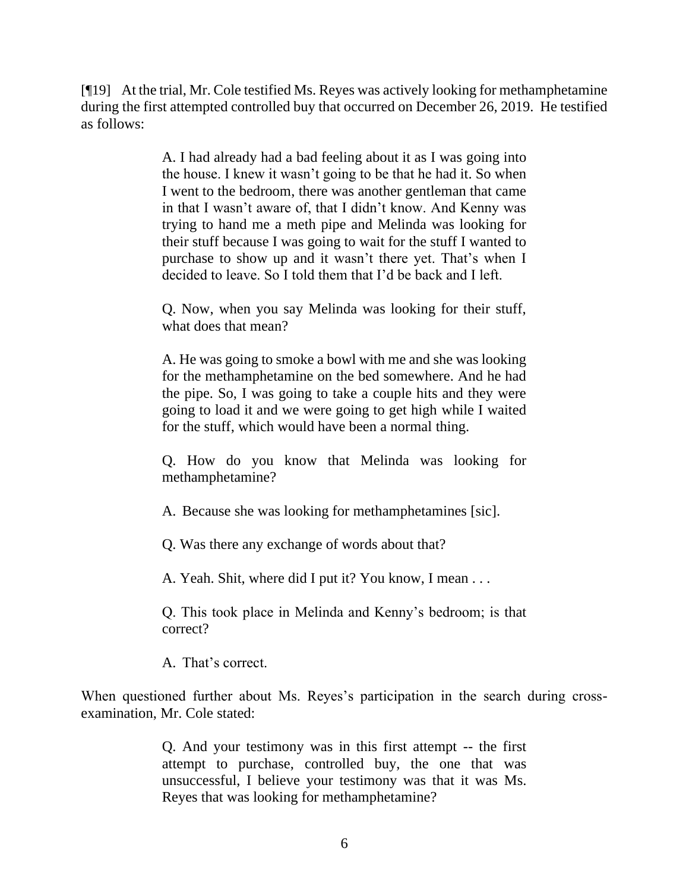[¶19] At the trial, Mr. Cole testified Ms. Reyes was actively looking for methamphetamine during the first attempted controlled buy that occurred on December 26, 2019. He testified as follows:

> A. I had already had a bad feeling about it as I was going into the house. I knew it wasn't going to be that he had it. So when I went to the bedroom, there was another gentleman that came in that I wasn't aware of, that I didn't know. And Kenny was trying to hand me a meth pipe and Melinda was looking for their stuff because I was going to wait for the stuff I wanted to purchase to show up and it wasn't there yet. That's when I decided to leave. So I told them that I'd be back and I left.
>
> Q. Now, when you say Melinda was looking for their stuff, what does that mean?
>
> A. He was going to smoke a bowl with me and she was looking for the methamphetamine on the bed somewhere. And he had the pipe. So, I was going to take a couple hits and they were going to load it and we were going to get high while I waited for the stuff, which would have been a normal thing.
>
> Q. How do you know that Melinda was looking for methamphetamine?
>
> A. Because she was looking for methamphetamines [sic].
>
> Q. Was there any exchange of words about that?
>
> A. Yeah. Shit, where did I put it? You know, I mean . . .
>
> Q. This took place in Melinda and Kenny's bedroom; is that correct?
>
> A. That's correct.

When questioned further about Ms. Reyes's participation in the search during cross-examination, Mr. Cole stated:

> Q. And your testimony was in this first attempt -- the first attempt to purchase, controlled buy, the one that was unsuccessful, I believe your testimony was that it was Ms. Reyes that was looking for methamphetamine?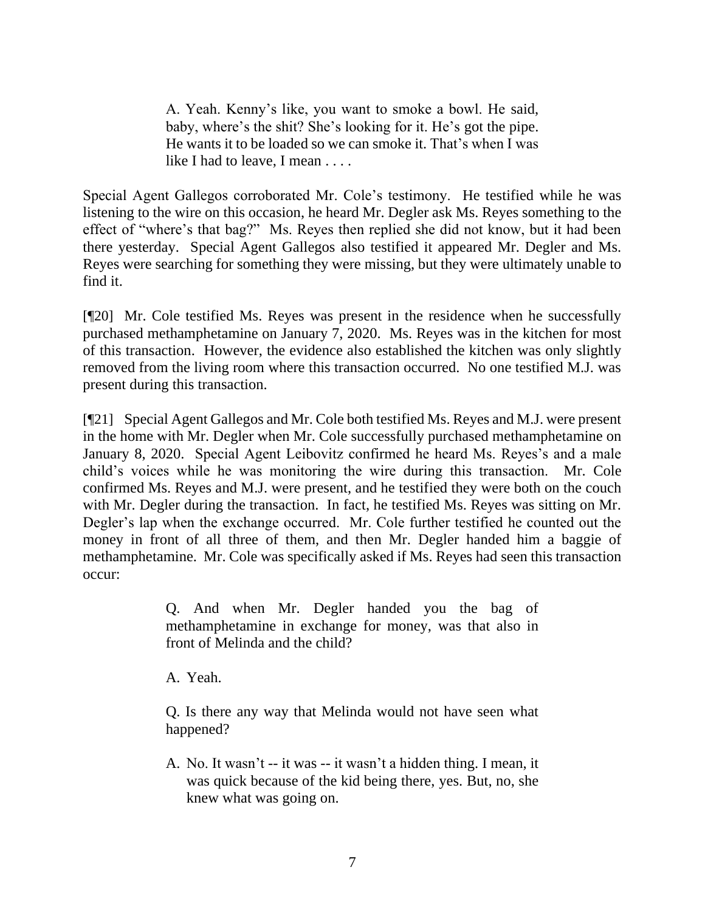> A. Yeah. Kenny's like, you want to smoke a bowl. He said, baby, where's the shit? She's looking for it. He's got the pipe. He wants it to be loaded so we can smoke it. That's when I was like I had to leave, I mean . . . .

Special Agent Gallegos corroborated Mr. Cole's testimony. He testified while he was listening to the wire on this occasion, he heard Mr. Degler ask Ms. Reyes something to the effect of "where's that bag?" Ms. Reyes then replied she did not know, but it had been there yesterday. Special Agent Gallegos also testified it appeared Mr. Degler and Ms. Reyes were searching for something they were missing, but they were ultimately unable to find it.

[¶20] Mr. Cole testified Ms. Reyes was present in the residence when he successfully purchased methamphetamine on January 7, 2020. Ms. Reyes was in the kitchen for most of this transaction. However, the evidence also established the kitchen was only slightly removed from the living room where this transaction occurred. No one testified M.J. was present during this transaction.

[¶21] Special Agent Gallegos and Mr. Cole both testified Ms. Reyes and M.J. were present in the home with Mr. Degler when Mr. Cole successfully purchased methamphetamine on January 8, 2020. Special Agent Leibovitz confirmed he heard Ms. Reyes's and a male child's voices while he was monitoring the wire during this transaction. Mr. Cole confirmed Ms. Reyes and M.J. were present, and he testified they were both on the couch with Mr. Degler during the transaction. In fact, he testified Ms. Reyes was sitting on Mr. Degler's lap when the exchange occurred. Mr. Cole further testified he counted out the money in front of all three of them, and then Mr. Degler handed him a baggie of methamphetamine. Mr. Cole was specifically asked if Ms. Reyes had seen this transaction occur:

> Q. And when Mr. Degler handed you the bag of methamphetamine in exchange for money, was that also in front of Melinda and the child?
>
> A. Yeah.
>
> Q. Is there any way that Melinda would not have seen what happened?
>
> A. No. It wasn't -- it was -- it wasn't a hidden thing. I mean, it was quick because of the kid being there, yes. But, no, she knew what was going on.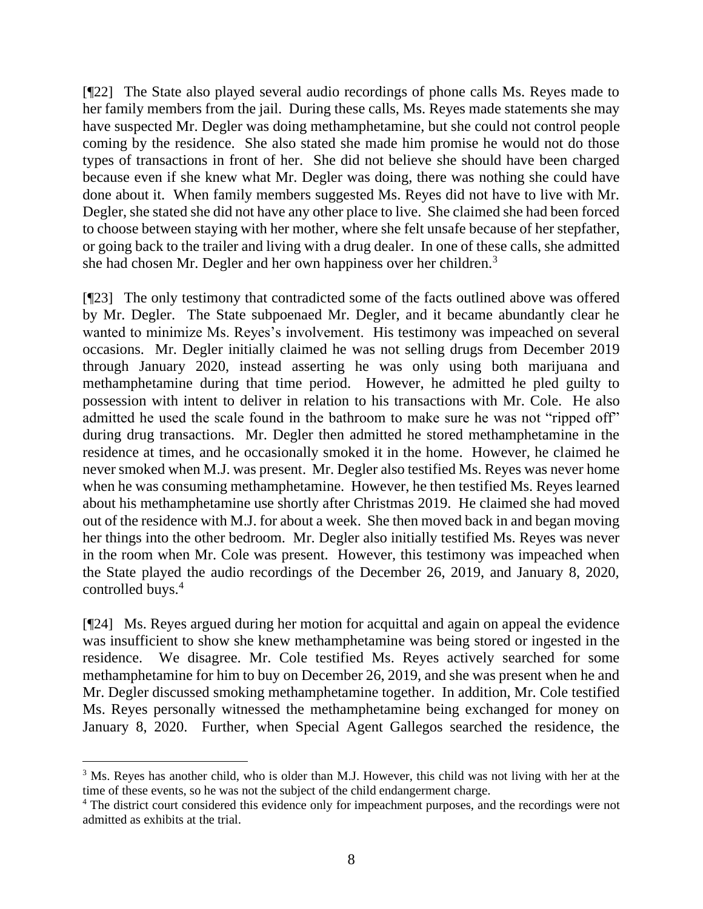[¶22] The State also played several audio recordings of phone calls Ms. Reyes made to her family members from the jail. During these calls, Ms. Reyes made statements she may have suspected Mr. Degler was doing methamphetamine, but she could not control people coming by the residence. She also stated she made him promise he would not do those types of transactions in front of her. She did not believe she should have been charged because even if she knew what Mr. Degler was doing, there was nothing she could have done about it. When family members suggested Ms. Reyes did not have to live with Mr. Degler, she stated she did not have any other place to live. She claimed she had been forced to choose between staying with her mother, where she felt unsafe because of her stepfather, or going back to the trailer and living with a drug dealer. In one of these calls, she admitted she had chosen Mr. Degler and her own happiness over her children.[3]

[¶23] The only testimony that contradicted some of the facts outlined above was offered by Mr. Degler. The State subpoenaed Mr. Degler, and it became abundantly clear he wanted to minimize Ms. Reyes's involvement. His testimony was impeached on several occasions. Mr. Degler initially claimed he was not selling drugs from December 2019 through January 2020, instead asserting he was only using both marijuana and methamphetamine during that time period. However, he admitted he pled guilty to possession with intent to deliver in relation to his transactions with Mr. Cole. He also admitted he used the scale found in the bathroom to make sure he was not "ripped off" during drug transactions. Mr. Degler then admitted he stored methamphetamine in the residence at times, and he occasionally smoked it in the home. However, he claimed he never smoked when M.J. was present. Mr. Degler also testified Ms. Reyes was never home when he was consuming methamphetamine. However, he then testified Ms. Reyes learned about his methamphetamine use shortly after Christmas 2019. He claimed she had moved out of the residence with M.J. for about a week. She then moved back in and began moving her things into the other bedroom. Mr. Degler also initially testified Ms. Reyes was never in the room when Mr. Cole was present. However, this testimony was impeached when the State played the audio recordings of the December 26, 2019, and January 8, 2020, controlled buys.[4]

[¶24] Ms. Reyes argued during her motion for acquittal and again on appeal the evidence was insufficient to show she knew methamphetamine was being stored or ingested in the residence. We disagree. Mr. Cole testified Ms. Reyes actively searched for some methamphetamine for him to buy on December 26, 2019, and she was present when he and Mr. Degler discussed smoking methamphetamine together. In addition, Mr. Cole testified Ms. Reyes personally witnessed the methamphetamine being exchanged for money on January 8, 2020. Further, when Special Agent Gallegos searched the residence, the

---

[3] Ms. Reyes has another child, who is older than M.J. However, this child was not living with her at the time of these events, so he was not the subject of the child endangerment charge.

[4] The district court considered this evidence only for impeachment purposes, and the recordings were not admitted as exhibits at the trial.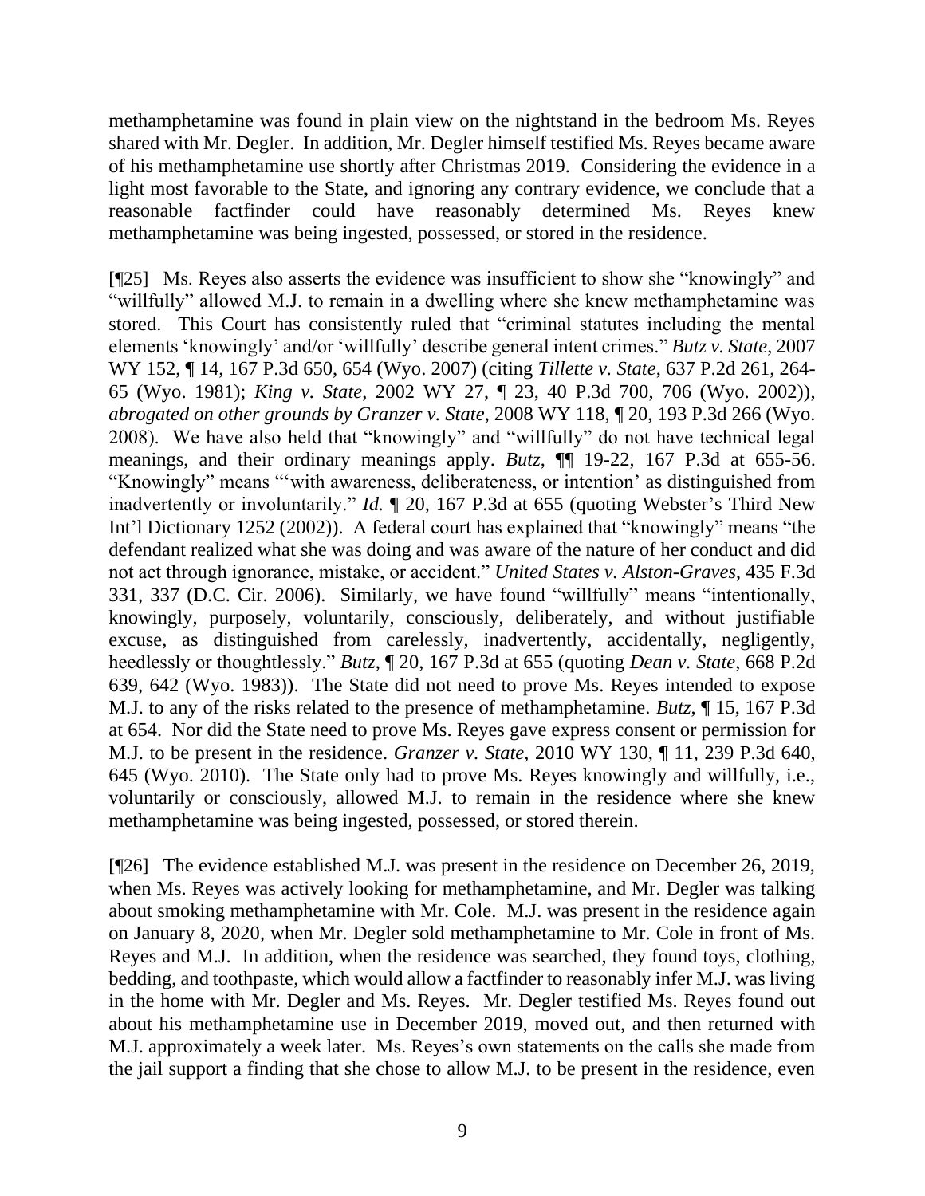methamphetamine was found in plain view on the nightstand in the bedroom Ms. Reyes shared with Mr. Degler. In addition, Mr. Degler himself testified Ms. Reyes became aware of his methamphetamine use shortly after Christmas 2019. Considering the evidence in a light most favorable to the State, and ignoring any contrary evidence, we conclude that a reasonable factfinder could have reasonably determined Ms. Reyes knew methamphetamine was being ingested, possessed, or stored in the residence.

[¶25] Ms. Reyes also asserts the evidence was insufficient to show she "knowingly" and "willfully" allowed M.J. to remain in a dwelling where she knew methamphetamine was stored. This Court has consistently ruled that "criminal statutes including the mental elements 'knowingly' and/or 'willfully' describe general intent crimes." *Butz v. State*, 2007 WY 152, ¶ 14, 167 P.3d 650, 654 (Wyo. 2007) (citing *Tillette v. State*, 637 P.2d 261, 264-65 (Wyo. 1981); *King v. State*, 2002 WY 27, ¶ 23, 40 P.3d 700, 706 (Wyo. 2002)), *abrogated on other grounds by Granzer v. State*, 2008 WY 118, ¶ 20, 193 P.3d 266 (Wyo. 2008). We have also held that "knowingly" and "willfully" do not have technical legal meanings, and their ordinary meanings apply. *Butz*, ¶¶ 19-22, 167 P.3d at 655-56. "Knowingly" means "'with awareness, deliberateness, or intention' as distinguished from inadvertently or involuntarily." *Id.* ¶ 20, 167 P.3d at 655 (quoting Webster's Third New Int'l Dictionary 1252 (2002)). A federal court has explained that "knowingly" means "the defendant realized what she was doing and was aware of the nature of her conduct and did not act through ignorance, mistake, or accident." *United States v. Alston-Graves*, 435 F.3d 331, 337 (D.C. Cir. 2006). Similarly, we have found "willfully" means "intentionally, knowingly, purposely, voluntarily, consciously, deliberately, and without justifiable excuse, as distinguished from carelessly, inadvertently, accidentally, negligently, heedlessly or thoughtlessly." *Butz*, ¶ 20, 167 P.3d at 655 (quoting *Dean v. State*, 668 P.2d 639, 642 (Wyo. 1983)). The State did not need to prove Ms. Reyes intended to expose M.J. to any of the risks related to the presence of methamphetamine. *Butz*, ¶ 15, 167 P.3d at 654. Nor did the State need to prove Ms. Reyes gave express consent or permission for M.J. to be present in the residence. *Granzer v. State*, 2010 WY 130, ¶ 11, 239 P.3d 640, 645 (Wyo. 2010). The State only had to prove Ms. Reyes knowingly and willfully, i.e., voluntarily or consciously, allowed M.J. to remain in the residence where she knew methamphetamine was being ingested, possessed, or stored therein.

[¶26] The evidence established M.J. was present in the residence on December 26, 2019, when Ms. Reyes was actively looking for methamphetamine, and Mr. Degler was talking about smoking methamphetamine with Mr. Cole. M.J. was present in the residence again on January 8, 2020, when Mr. Degler sold methamphetamine to Mr. Cole in front of Ms. Reyes and M.J. In addition, when the residence was searched, they found toys, clothing, bedding, and toothpaste, which would allow a factfinder to reasonably infer M.J. was living in the home with Mr. Degler and Ms. Reyes. Mr. Degler testified Ms. Reyes found out about his methamphetamine use in December 2019, moved out, and then returned with M.J. approximately a week later. Ms. Reyes's own statements on the calls she made from the jail support a finding that she chose to allow M.J. to be present in the residence, even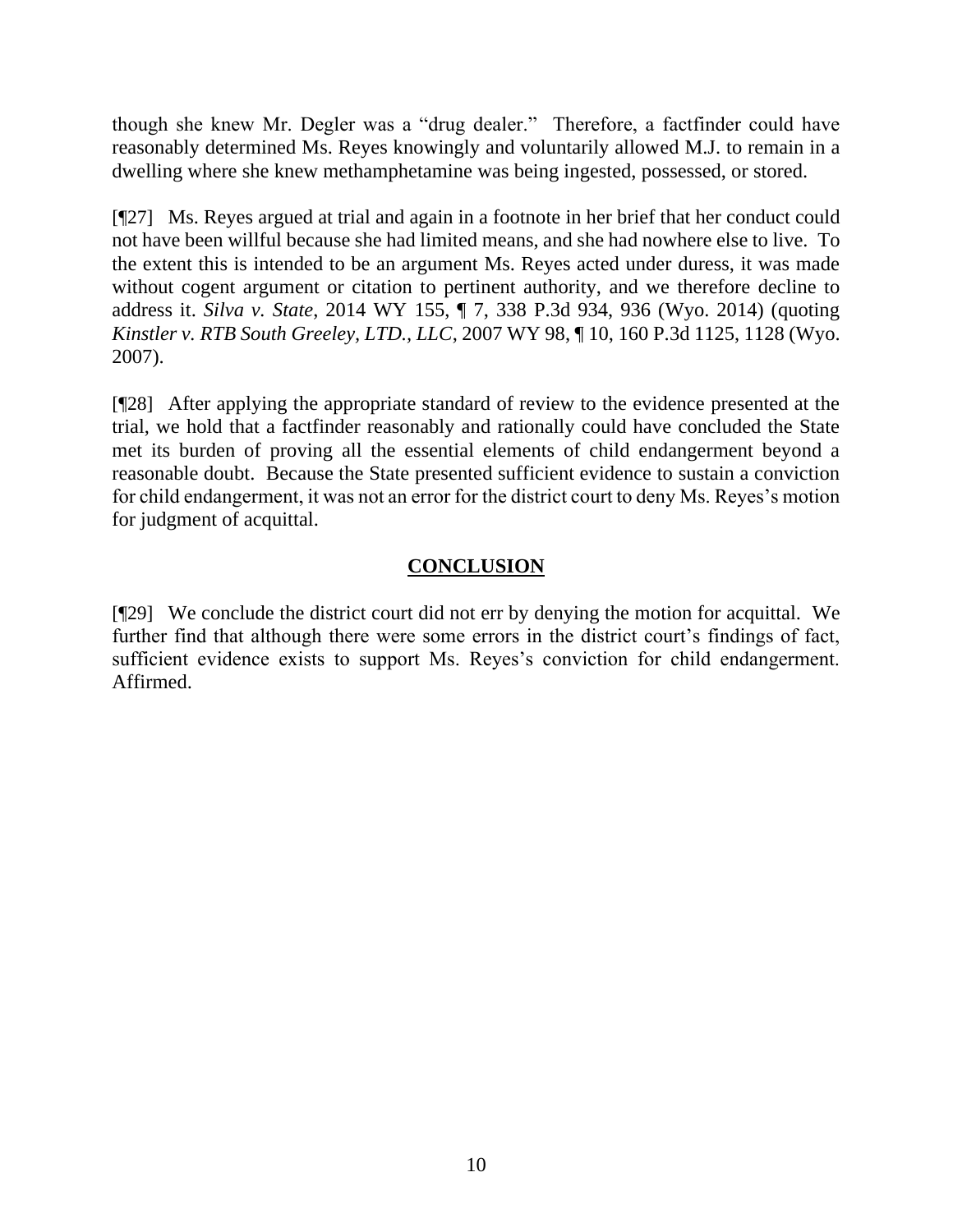though she knew Mr. Degler was a "drug dealer." Therefore, a factfinder could have reasonably determined Ms. Reyes knowingly and voluntarily allowed M.J. to remain in a dwelling where she knew methamphetamine was being ingested, possessed, or stored.

[¶27] Ms. Reyes argued at trial and again in a footnote in her brief that her conduct could not have been willful because she had limited means, and she had nowhere else to live. To the extent this is intended to be an argument Ms. Reyes acted under duress, it was made without cogent argument or citation to pertinent authority, and we therefore decline to address it. *Silva v. State*, 2014 WY 155, ¶ 7, 338 P.3d 934, 936 (Wyo. 2014) (quoting *Kinstler v. RTB South Greeley, LTD., LLC*, 2007 WY 98, ¶ 10, 160 P.3d 1125, 1128 (Wyo. 2007).

[¶28] After applying the appropriate standard of review to the evidence presented at the trial, we hold that a factfinder reasonably and rationally could have concluded the State met its burden of proving all the essential elements of child endangerment beyond a reasonable doubt. Because the State presented sufficient evidence to sustain a conviction for child endangerment, it was not an error for the district court to deny Ms. Reyes's motion for judgment of acquittal.

## CONCLUSION

[¶29] We conclude the district court did not err by denying the motion for acquittal. We further find that although there were some errors in the district court's findings of fact, sufficient evidence exists to support Ms. Reyes's conviction for child endangerment. Affirmed.